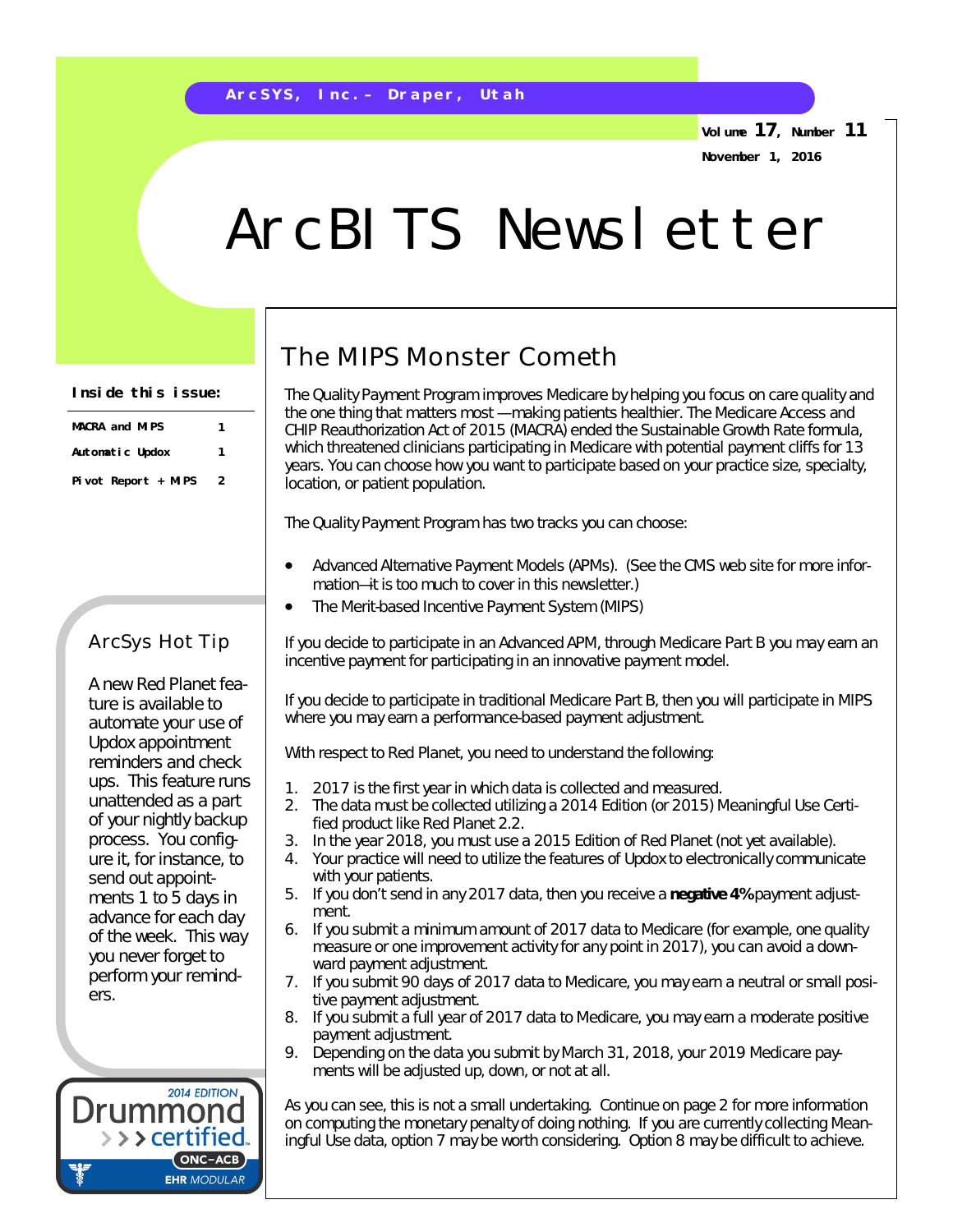ArcSYS, Inc.– Draper, Utah

Volume 17, Number 11

November 1, 2016

# ArcBITS Newsletter

**Inside this issue:**

| | |
|---|---|
| MACRA and MIPS | 1 |
| Automatic Updox | 1 |
| Pivot Report + MIPS | 2 |

## The MIPS Monster Cometh

The Quality Payment Program improves Medicare by helping you focus on care quality and the one thing that matters most —making patients healthier. The Medicare Access and CHIP Reauthorization Act of 2015 (MACRA) ended the Sustainable Growth Rate formula, which threatened clinicians participating in Medicare with potential payment cliffs for 13 years. You can choose how you want to participate based on your practice size, specialty, location, or patient population.

The Quality Payment Program has two tracks you can choose:

- Advanced Alternative Payment Models (APMs). (See the CMS web site for more information—it is too much to cover in this newsletter.)
- The Merit-based Incentive Payment System (MIPS)

If you decide to participate in an Advanced APM, through Medicare Part B you may earn an incentive payment for participating in an innovative payment model.

If you decide to participate in traditional Medicare Part B, then you will participate in MIPS where you may earn a performance-based payment adjustment.

With respect to Red Planet, you need to understand the following:

1. 2017 is the first year in which data is collected and measured.
2. The data must be collected utilizing a 2014 Edition (or 2015) Meaningful Use Certified product like Red Planet 2.2.
3. In the year 2018, you must use a 2015 Edition of Red Planet (not yet available).
4. Your practice will need to utilize the features of Updox to electronically communicate with your patients.
5. If you don't send in any 2017 data, then you receive a **negative 4%** payment adjustment.
6. If you submit a minimum amount of 2017 data to Medicare (for example, one quality measure or one improvement activity for any point in 2017), you can avoid a downward payment adjustment.
7. If you submit 90 days of 2017 data to Medicare, you may earn a neutral or small positive payment adjustment.
8. If you submit a full year of 2017 data to Medicare, you may earn a moderate positive payment adjustment.
9. Depending on the data you submit by March 31, 2018, your 2019 Medicare payments will be adjusted up, down, or not at all.

As you can see, this is not a small undertaking. Continue on page 2 for more information on computing the monetary penalty of doing nothing. If you are currently collecting Meaningful Use data, option 7 may be worth considering. Option 8 may be difficult to achieve.

## ArcSys Hot Tip

A new Red Planet feature is available to automate your use of Updox appointment reminders and check ups. This feature runs unattended as a part of your nightly backup process. You configure it, for instance, to send out appointments 1 to 5 days in advance for each day of the week. This way you never forget to perform your reminders.

2014 EDITION Drummond certified ONC-ACB EHR MODULAR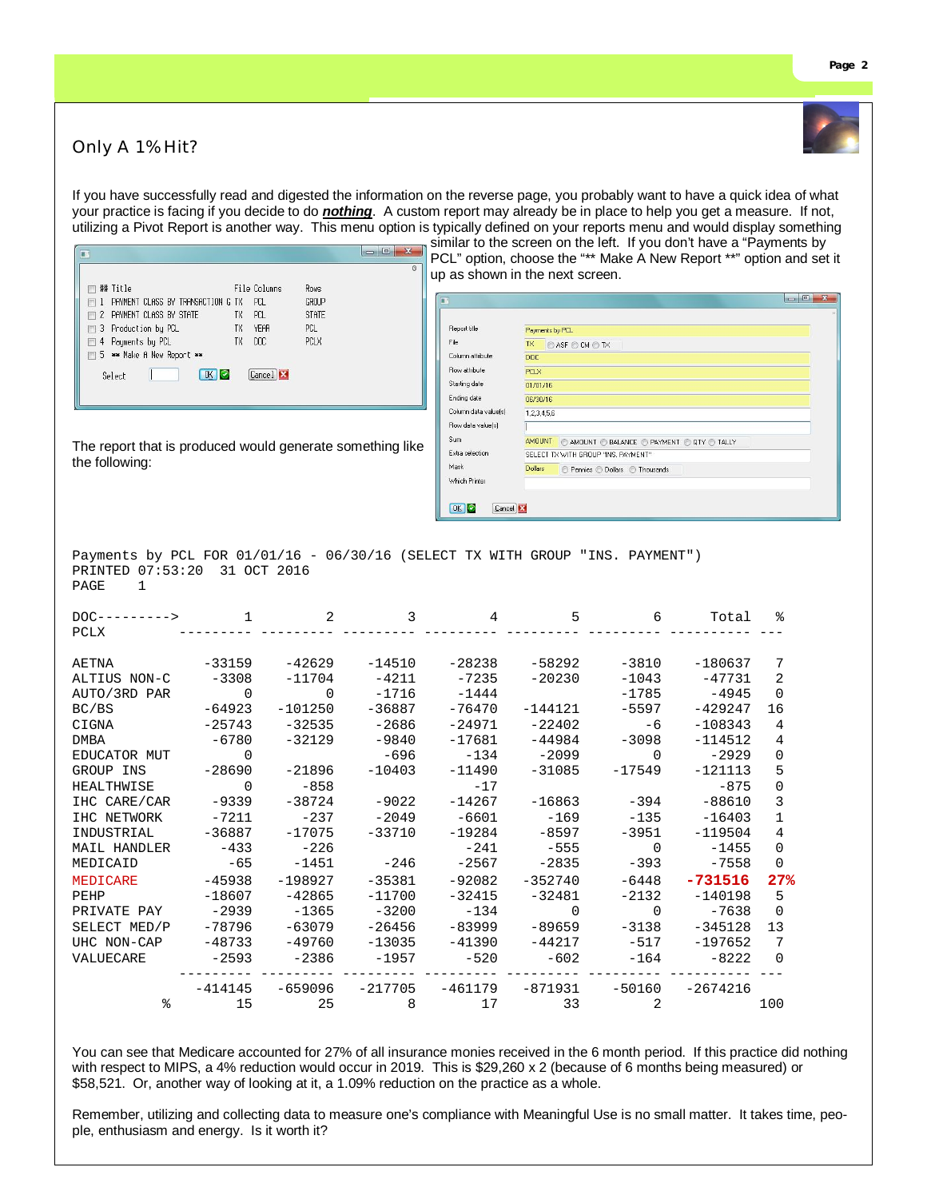## Only A 1% Hit?

If you have successfully read and digested the information on the reverse page, you probably want to have a quick idea of what your practice is facing if you decide to do ***nothing***. A custom report may already be in place to help you get a measure. If not, utilizing a Pivot Report is another way. This menu option is typically defined on your reports menu and would display something similar to the screen on the left. If you don't have a "Payments by PCL" option, choose the "** Make A New Report **" option and set it up as shown in the next screen.

| ## | Title | File | Columns | Rows |
|---|---|---|---|---|
| 1 | PAYMENT CLASS BY TRANSACTION G | TX | PCL | GROUP |
| 2 | PAYMENT CLASS BY STATE | TX | PCL | STATE |
| 3 | Production by PCL | TX | YEAR | PCL |
| 4 | Payments by PCL | TX | DOC | PCLX |
| 5 | ** Make A New Report ** | | | |

Select [ ] OK Cancel

| | |
|---|---|
| Report title | Payments by PCL |
| File | TX (ASF / CM / TX) |
| Column attribute | DOC |
| Row attribute | PCLX |
| Starting date | 01/01/16 |
| Ending date | 06/30/16 |
| Column data value(s) | 1,2,3,4,5,6 |
| Row data value(s) | |
| Sum | AMOUNT (AMOUNT / BALANCE / PAYMENT / QTY / TALLY) |
| Extra selection | SELECT TX WITH GROUP "INS. PAYMENT" |
| Mask | Dollars (Pennies / Dollars / Thousands) |
| Which Printer | |

OK Cancel

The report that is produced would generate something like the following:

```
Payments by PCL FOR 01/01/16 - 06/30/16 (SELECT TX WITH GROUP "INS. PAYMENT")
PRINTED 07:53:20  31 OCT 2016
PAGE    1

DOC--------->         1         2         3         4         5         6      Total   %
PCLX          --------- --------- --------- --------- --------- --------- ---------- ---

AETNA           -33159    -42629    -14510    -28238    -58292     -3810    -180637   7
ALTIUS NON-C     -3308    -11704     -4211     -7235    -20230     -1043     -47731   2
AUTO/3RD PAR         0         0     -1716     -1444               -1785      -4945   0
BC/BS           -64923   -101250    -36887    -76470   -144121     -5597    -429247  16
CIGNA           -25743    -32535     -2686    -24971    -22402        -6    -108343   4
DMBA             -6780    -32129     -9840    -17681    -44984     -3098    -114512   4
EDUCATOR MUT         0                -696      -134     -2099         0      -2929   0
GROUP INS       -28690    -21896    -10403    -11490    -31085    -17549    -121113   5
HEALTHWISE           0      -858                 -17                           -875   0
IHC CARE/CAR     -9339    -38724     -9022    -14267    -16863      -394     -88610   3
IHC NETWORK      -7211      -237     -2049     -6601      -169      -135     -16403   1
INDUSTRIAL      -36887    -17075    -33710    -19284     -8597     -3951    -119504   4
MAIL HANDLER      -433      -226                -241      -555         0      -1455   0
MEDICAID           -65     -1451      -246     -2567     -2835      -393      -7558   0
MEDICARE        -45938   -198927    -35381    -92082   -352740     -6448    -731516  27%
PEHP            -18607    -42865    -11700    -32415    -32481     -2132    -140198   5
PRIVATE PAY      -2939     -1365     -3200      -134         0         0      -7638   0
SELECT MED/P    -78796    -63079    -26456    -83999    -89659     -3138    -345128  13
UHC NON-CAP     -48733    -49760    -13035    -41390    -44217      -517    -197652   7
VALUECARE        -2593     -2386     -1957      -520      -602      -164      -8222   0
              --------- --------- --------- --------- --------- --------- ---------- ---
               -414145   -659096   -217705   -461179   -871931    -50160   -2674216
          %         15        25         8        17        33         2        100
```

You can see that Medicare accounted for 27% of all insurance monies received in the 6 month period. If this practice did nothing with respect to MIPS, a 4% reduction would occur in 2019. This is $29,260 x 2 (because of 6 months being measured) or $58,521. Or, another way of looking at it, a 1.09% reduction on the practice as a whole.

Remember, utilizing and collecting data to measure one's compliance with Meaningful Use is no small matter. It takes time, people, enthusiasm and energy. Is it worth it?